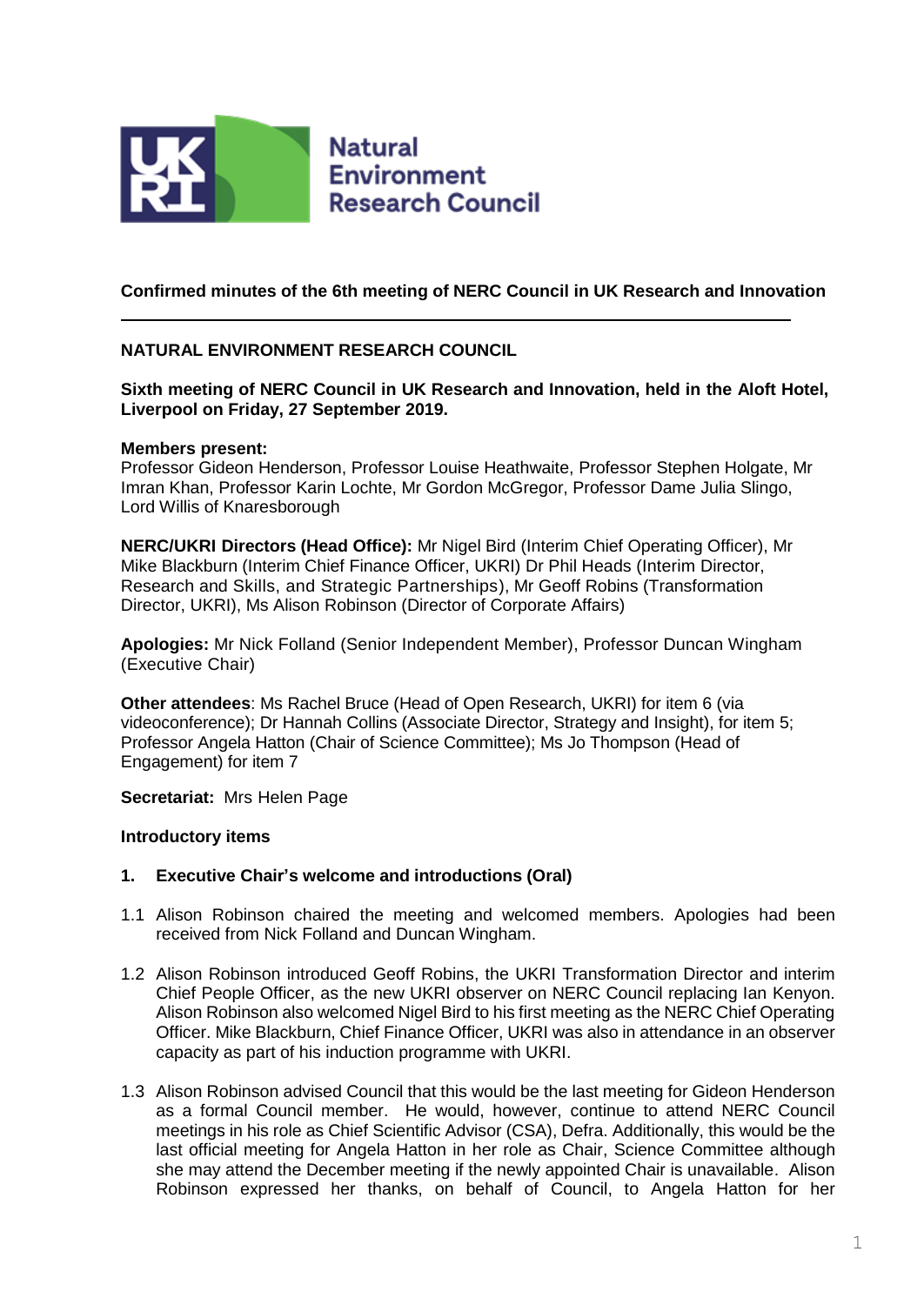Natural Environment Research Council

**Confirmed minutes of the 6th meeting of NERC Council in UK Research and Innovation**

---

**NATURAL ENVIRONMENT RESEARCH COUNCIL**

**Sixth meeting of NERC Council in UK Research and Innovation, held in the Aloft Hotel, Liverpool on Friday, 27 September 2019.**

**Members present:**
Professor Gideon Henderson, Professor Louise Heathwaite, Professor Stephen Holgate, Mr Imran Khan, Professor Karin Lochte, Mr Gordon McGregor, Professor Dame Julia Slingo, Lord Willis of Knaresborough

**NERC/UKRI Directors (Head Office):** Mr Nigel Bird (Interim Chief Operating Officer), Mr Mike Blackburn (Interim Chief Finance Officer, UKRI) Dr Phil Heads (Interim Director, Research and Skills, and Strategic Partnerships), Mr Geoff Robins (Transformation Director, UKRI), Ms Alison Robinson (Director of Corporate Affairs)

**Apologies:** Mr Nick Folland (Senior Independent Member), Professor Duncan Wingham (Executive Chair)

**Other attendees**: Ms Rachel Bruce (Head of Open Research, UKRI) for item 6 (via videoconference); Dr Hannah Collins (Associate Director, Strategy and Insight), for item 5; Professor Angela Hatton (Chair of Science Committee); Ms Jo Thompson (Head of Engagement) for item 7

**Secretariat:** Mrs Helen Page

**Introductory items**

**1. Executive Chair's welcome and introductions (Oral)**

1.1 Alison Robinson chaired the meeting and welcomed members. Apologies had been received from Nick Folland and Duncan Wingham.

1.2 Alison Robinson introduced Geoff Robins, the UKRI Transformation Director and interim Chief People Officer, as the new UKRI observer on NERC Council replacing Ian Kenyon. Alison Robinson also welcomed Nigel Bird to his first meeting as the NERC Chief Operating Officer. Mike Blackburn, Chief Finance Officer, UKRI was also in attendance in an observer capacity as part of his induction programme with UKRI.

1.3 Alison Robinson advised Council that this would be the last meeting for Gideon Henderson as a formal Council member. He would, however, continue to attend NERC Council meetings in his role as Chief Scientific Advisor (CSA), Defra. Additionally, this would be the last official meeting for Angela Hatton in her role as Chair, Science Committee although she may attend the December meeting if the newly appointed Chair is unavailable. Alison Robinson expressed her thanks, on behalf of Council, to Angela Hatton for her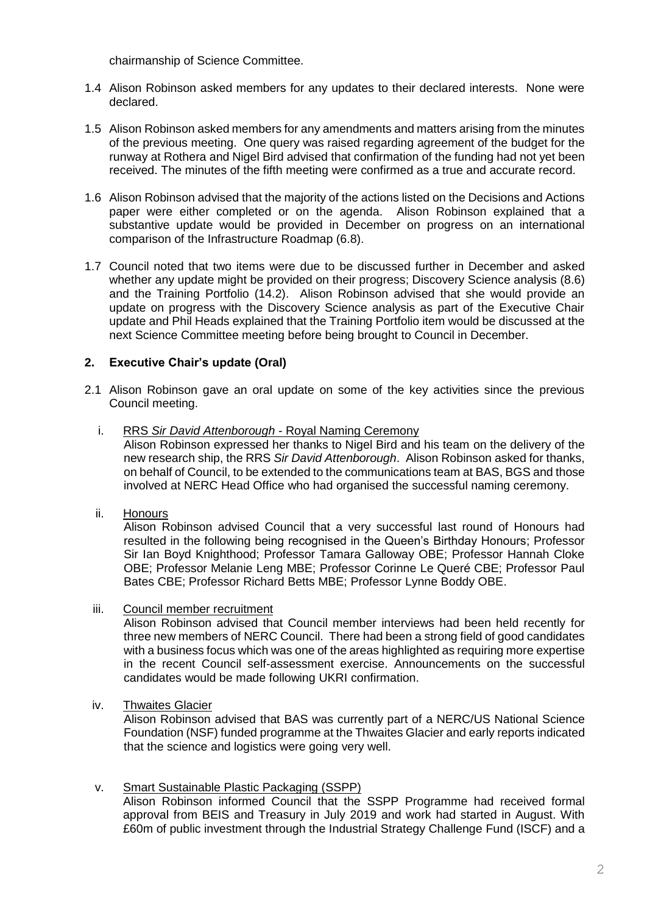chairmanship of Science Committee.

1.4 Alison Robinson asked members for any updates to their declared interests. None were declared.

1.5 Alison Robinson asked members for any amendments and matters arising from the minutes of the previous meeting. One query was raised regarding agreement of the budget for the runway at Rothera and Nigel Bird advised that confirmation of the funding had not yet been received. The minutes of the fifth meeting were confirmed as a true and accurate record.

1.6 Alison Robinson advised that the majority of the actions listed on the Decisions and Actions paper were either completed or on the agenda. Alison Robinson explained that a substantive update would be provided in December on progress on an international comparison of the Infrastructure Roadmap (6.8).

1.7 Council noted that two items were due to be discussed further in December and asked whether any update might be provided on their progress; Discovery Science analysis (8.6) and the Training Portfolio (14.2). Alison Robinson advised that she would provide an update on progress with the Discovery Science analysis as part of the Executive Chair update and Phil Heads explained that the Training Portfolio item would be discussed at the next Science Committee meeting before being brought to Council in December.

## 2. Executive Chair's update (Oral)

2.1 Alison Robinson gave an oral update on some of the key activities since the previous Council meeting.

i. RRS *Sir David Attenborough* - Royal Naming Ceremony

   Alison Robinson expressed her thanks to Nigel Bird and his team on the delivery of the new research ship, the RRS *Sir David Attenborough*. Alison Robinson asked for thanks, on behalf of Council, to be extended to the communications team at BAS, BGS and those involved at NERC Head Office who had organised the successful naming ceremony.

ii. Honours

   Alison Robinson advised Council that a very successful last round of Honours had resulted in the following being recognised in the Queen's Birthday Honours; Professor Sir Ian Boyd Knighthood; Professor Tamara Galloway OBE; Professor Hannah Cloke OBE; Professor Melanie Leng MBE; Professor Corinne Le Queré CBE; Professor Paul Bates CBE; Professor Richard Betts MBE; Professor Lynne Boddy OBE.

iii. Council member recruitment

   Alison Robinson advised that Council member interviews had been held recently for three new members of NERC Council. There had been a strong field of good candidates with a business focus which was one of the areas highlighted as requiring more expertise in the recent Council self-assessment exercise. Announcements on the successful candidates would be made following UKRI confirmation.

iv. Thwaites Glacier

   Alison Robinson advised that BAS was currently part of a NERC/US National Science Foundation (NSF) funded programme at the Thwaites Glacier and early reports indicated that the science and logistics were going very well.

v. Smart Sustainable Plastic Packaging (SSPP)

   Alison Robinson informed Council that the SSPP Programme had received formal approval from BEIS and Treasury in July 2019 and work had started in August. With £60m of public investment through the Industrial Strategy Challenge Fund (ISCF) and a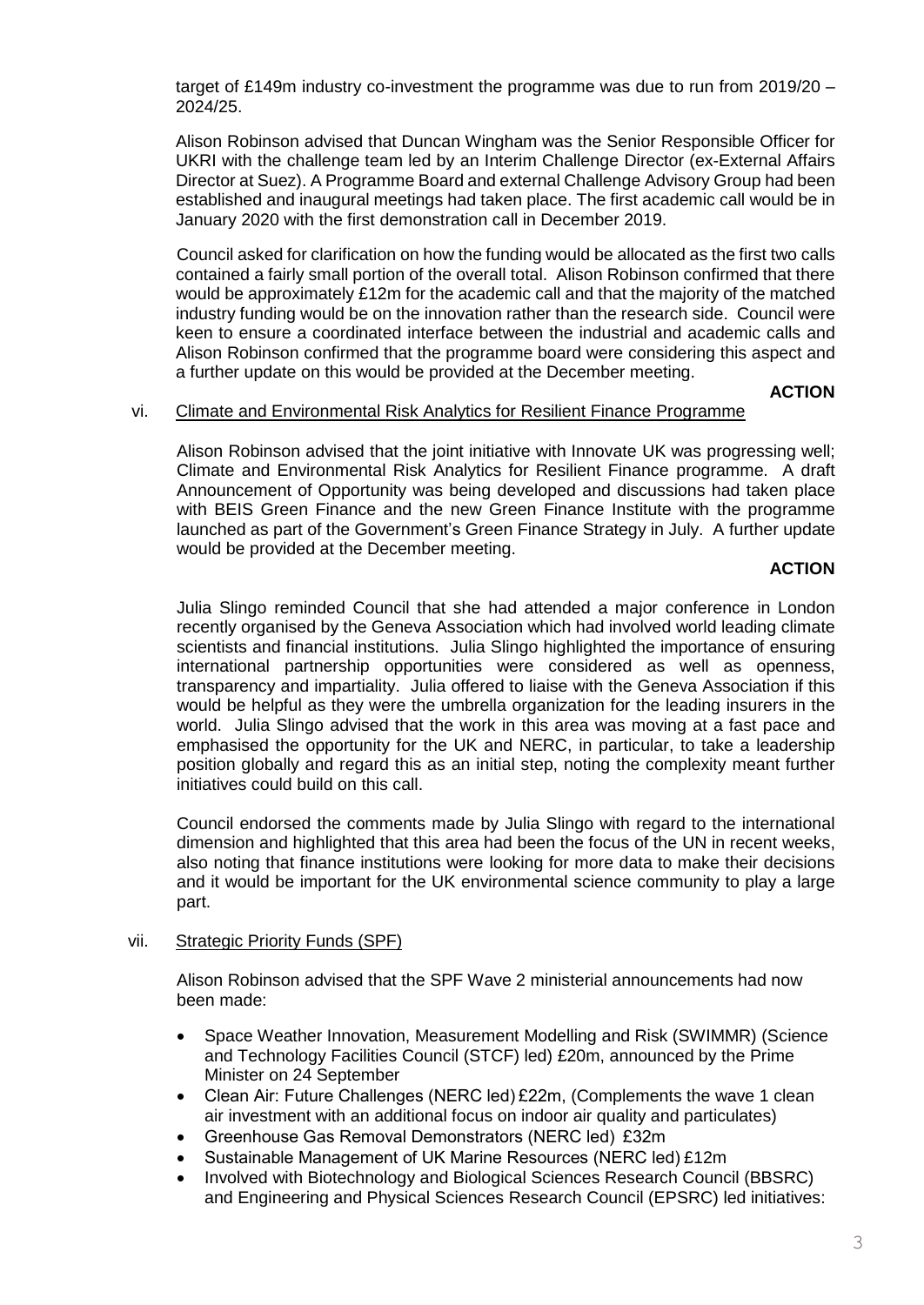target of £149m industry co-investment the programme was due to run from 2019/20 – 2024/25.

Alison Robinson advised that Duncan Wingham was the Senior Responsible Officer for UKRI with the challenge team led by an Interim Challenge Director (ex-External Affairs Director at Suez). A Programme Board and external Challenge Advisory Group had been established and inaugural meetings had taken place. The first academic call would be in January 2020 with the first demonstration call in December 2019.

Council asked for clarification on how the funding would be allocated as the first two calls contained a fairly small portion of the overall total. Alison Robinson confirmed that there would be approximately £12m for the academic call and that the majority of the matched industry funding would be on the innovation rather than the research side. Council were keen to ensure a coordinated interface between the industrial and academic calls and Alison Robinson confirmed that the programme board were considering this aspect and a further update on this would be provided at the December meeting.

**ACTION**

vi. Climate and Environmental Risk Analytics for Resilient Finance Programme

Alison Robinson advised that the joint initiative with Innovate UK was progressing well; Climate and Environmental Risk Analytics for Resilient Finance programme. A draft Announcement of Opportunity was being developed and discussions had taken place with BEIS Green Finance and the new Green Finance Institute with the programme launched as part of the Government's Green Finance Strategy in July. A further update would be provided at the December meeting.

**ACTION**

Julia Slingo reminded Council that she had attended a major conference in London recently organised by the Geneva Association which had involved world leading climate scientists and financial institutions. Julia Slingo highlighted the importance of ensuring international partnership opportunities were considered as well as openness, transparency and impartiality. Julia offered to liaise with the Geneva Association if this would be helpful as they were the umbrella organization for the leading insurers in the world. Julia Slingo advised that the work in this area was moving at a fast pace and emphasised the opportunity for the UK and NERC, in particular, to take a leadership position globally and regard this as an initial step, noting the complexity meant further initiatives could build on this call.

Council endorsed the comments made by Julia Slingo with regard to the international dimension and highlighted that this area had been the focus of the UN in recent weeks, also noting that finance institutions were looking for more data to make their decisions and it would be important for the UK environmental science community to play a large part.

vii. Strategic Priority Funds (SPF)

Alison Robinson advised that the SPF Wave 2 ministerial announcements had now been made:

- Space Weather Innovation, Measurement Modelling and Risk (SWIMMR) (Science and Technology Facilities Council (STCF) led) £20m, announced by the Prime Minister on 24 September
- Clean Air: Future Challenges (NERC led) £22m, (Complements the wave 1 clean air investment with an additional focus on indoor air quality and particulates)
- Greenhouse Gas Removal Demonstrators (NERC led) £32m
- Sustainable Management of UK Marine Resources (NERC led) £12m
- Involved with Biotechnology and Biological Sciences Research Council (BBSRC) and Engineering and Physical Sciences Research Council (EPSRC) led initiatives: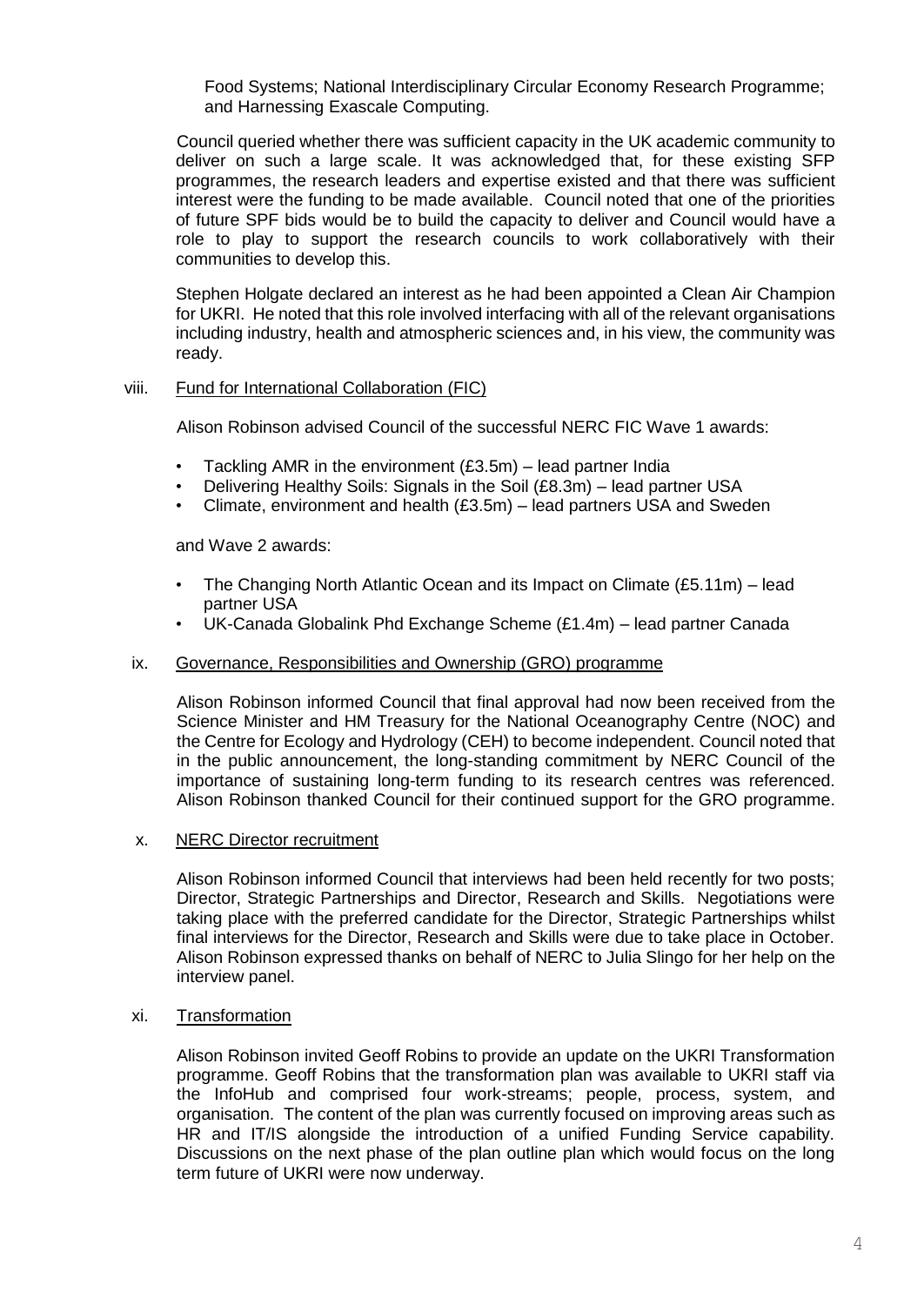Food Systems; National Interdisciplinary Circular Economy Research Programme; and Harnessing Exascale Computing.

Council queried whether there was sufficient capacity in the UK academic community to deliver on such a large scale. It was acknowledged that, for these existing SFP programmes, the research leaders and expertise existed and that there was sufficient interest were the funding to be made available. Council noted that one of the priorities of future SPF bids would be to build the capacity to deliver and Council would have a role to play to support the research councils to work collaboratively with their communities to develop this.

Stephen Holgate declared an interest as he had been appointed a Clean Air Champion for UKRI. He noted that this role involved interfacing with all of the relevant organisations including industry, health and atmospheric sciences and, in his view, the community was ready.

viii. Fund for International Collaboration (FIC)

Alison Robinson advised Council of the successful NERC FIC Wave 1 awards:

- Tackling AMR in the environment (£3.5m) – lead partner India
- Delivering Healthy Soils: Signals in the Soil (£8.3m) – lead partner USA
- Climate, environment and health (£3.5m) – lead partners USA and Sweden

and Wave 2 awards:

- The Changing North Atlantic Ocean and its Impact on Climate (£5.11m) – lead partner USA
- UK-Canada Globalink Phd Exchange Scheme (£1.4m) – lead partner Canada

ix. Governance, Responsibilities and Ownership (GRO) programme

Alison Robinson informed Council that final approval had now been received from the Science Minister and HM Treasury for the National Oceanography Centre (NOC) and the Centre for Ecology and Hydrology (CEH) to become independent. Council noted that in the public announcement, the long-standing commitment by NERC Council of the importance of sustaining long-term funding to its research centres was referenced. Alison Robinson thanked Council for their continued support for the GRO programme.

x. NERC Director recruitment

Alison Robinson informed Council that interviews had been held recently for two posts; Director, Strategic Partnerships and Director, Research and Skills. Negotiations were taking place with the preferred candidate for the Director, Strategic Partnerships whilst final interviews for the Director, Research and Skills were due to take place in October. Alison Robinson expressed thanks on behalf of NERC to Julia Slingo for her help on the interview panel.

xi. Transformation

Alison Robinson invited Geoff Robins to provide an update on the UKRI Transformation programme. Geoff Robins that the transformation plan was available to UKRI staff via the InfoHub and comprised four work-streams; people, process, system, and organisation. The content of the plan was currently focused on improving areas such as HR and IT/IS alongside the introduction of a unified Funding Service capability. Discussions on the next phase of the plan outline plan which would focus on the long term future of UKRI were now underway.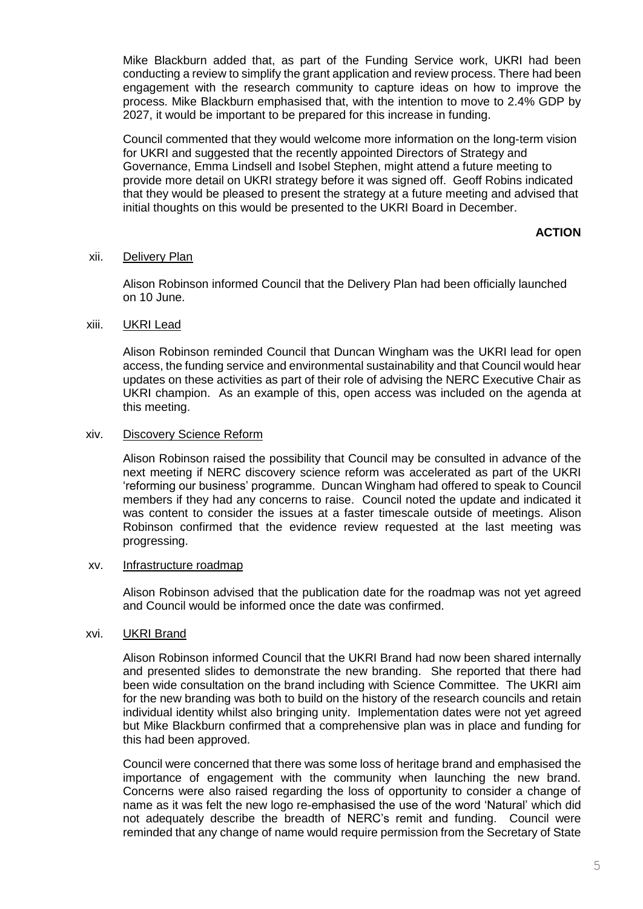Mike Blackburn added that, as part of the Funding Service work, UKRI had been conducting a review to simplify the grant application and review process. There had been engagement with the research community to capture ideas on how to improve the process. Mike Blackburn emphasised that, with the intention to move to 2.4% GDP by 2027, it would be important to be prepared for this increase in funding.

Council commented that they would welcome more information on the long-term vision for UKRI and suggested that the recently appointed Directors of Strategy and Governance, Emma Lindsell and Isobel Stephen, might attend a future meeting to provide more detail on UKRI strategy before it was signed off. Geoff Robins indicated that they would be pleased to present the strategy at a future meeting and advised that initial thoughts on this would be presented to the UKRI Board in December.

**ACTION**

xii. Delivery Plan

Alison Robinson informed Council that the Delivery Plan had been officially launched on 10 June.

xiii. UKRI Lead

Alison Robinson reminded Council that Duncan Wingham was the UKRI lead for open access, the funding service and environmental sustainability and that Council would hear updates on these activities as part of their role of advising the NERC Executive Chair as UKRI champion. As an example of this, open access was included on the agenda at this meeting.

xiv. Discovery Science Reform

Alison Robinson raised the possibility that Council may be consulted in advance of the next meeting if NERC discovery science reform was accelerated as part of the UKRI 'reforming our business' programme. Duncan Wingham had offered to speak to Council members if they had any concerns to raise. Council noted the update and indicated it was content to consider the issues at a faster timescale outside of meetings. Alison Robinson confirmed that the evidence review requested at the last meeting was progressing.

xv. Infrastructure roadmap

Alison Robinson advised that the publication date for the roadmap was not yet agreed and Council would be informed once the date was confirmed.

xvi. UKRI Brand

Alison Robinson informed Council that the UKRI Brand had now been shared internally and presented slides to demonstrate the new branding. She reported that there had been wide consultation on the brand including with Science Committee. The UKRI aim for the new branding was both to build on the history of the research councils and retain individual identity whilst also bringing unity. Implementation dates were not yet agreed but Mike Blackburn confirmed that a comprehensive plan was in place and funding for this had been approved.

Council were concerned that there was some loss of heritage brand and emphasised the importance of engagement with the community when launching the new brand. Concerns were also raised regarding the loss of opportunity to consider a change of name as it was felt the new logo re-emphasised the use of the word 'Natural' which did not adequately describe the breadth of NERC's remit and funding. Council were reminded that any change of name would require permission from the Secretary of State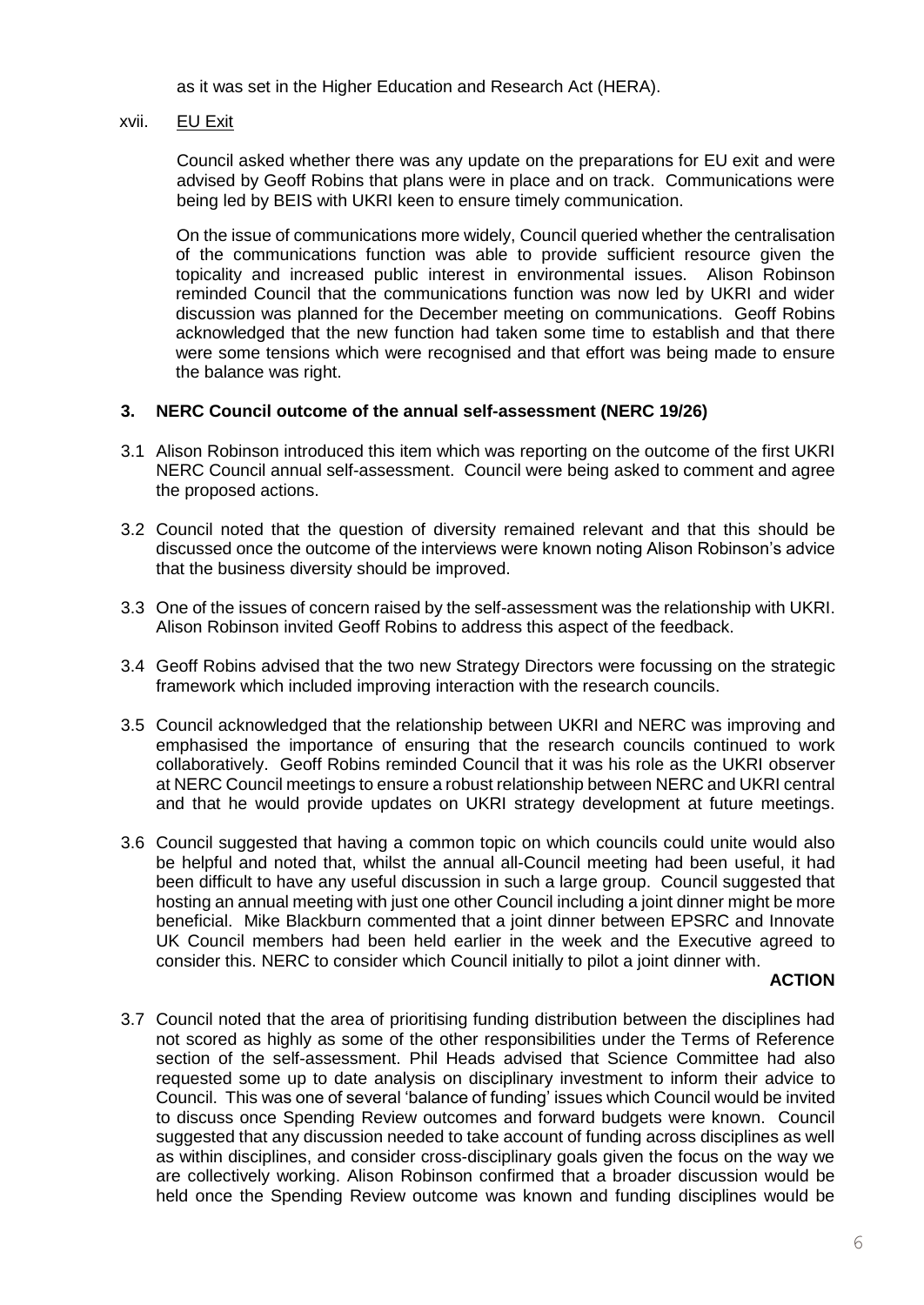as it was set in the Higher Education and Research Act (HERA).

xvii. EU Exit

Council asked whether there was any update on the preparations for EU exit and were advised by Geoff Robins that plans were in place and on track. Communications were being led by BEIS with UKRI keen to ensure timely communication.

On the issue of communications more widely, Council queried whether the centralisation of the communications function was able to provide sufficient resource given the topicality and increased public interest in environmental issues. Alison Robinson reminded Council that the communications function was now led by UKRI and wider discussion was planned for the December meeting on communications. Geoff Robins acknowledged that the new function had taken some time to establish and that there were some tensions which were recognised and that effort was being made to ensure the balance was right.

**3. NERC Council outcome of the annual self-assessment (NERC 19/26)**

3.1 Alison Robinson introduced this item which was reporting on the outcome of the first UKRI NERC Council annual self-assessment. Council were being asked to comment and agree the proposed actions.

3.2 Council noted that the question of diversity remained relevant and that this should be discussed once the outcome of the interviews were known noting Alison Robinson's advice that the business diversity should be improved.

3.3 One of the issues of concern raised by the self-assessment was the relationship with UKRI. Alison Robinson invited Geoff Robins to address this aspect of the feedback.

3.4 Geoff Robins advised that the two new Strategy Directors were focussing on the strategic framework which included improving interaction with the research councils.

3.5 Council acknowledged that the relationship between UKRI and NERC was improving and emphasised the importance of ensuring that the research councils continued to work collaboratively. Geoff Robins reminded Council that it was his role as the UKRI observer at NERC Council meetings to ensure a robust relationship between NERC and UKRI central and that he would provide updates on UKRI strategy development at future meetings.

3.6 Council suggested that having a common topic on which councils could unite would also be helpful and noted that, whilst the annual all-Council meeting had been useful, it had been difficult to have any useful discussion in such a large group. Council suggested that hosting an annual meeting with just one other Council including a joint dinner might be more beneficial. Mike Blackburn commented that a joint dinner between EPSRC and Innovate UK Council members had been held earlier in the week and the Executive agreed to consider this. NERC to consider which Council initially to pilot a joint dinner with.

**ACTION**

3.7 Council noted that the area of prioritising funding distribution between the disciplines had not scored as highly as some of the other responsibilities under the Terms of Reference section of the self-assessment. Phil Heads advised that Science Committee had also requested some up to date analysis on disciplinary investment to inform their advice to Council. This was one of several 'balance of funding' issues which Council would be invited to discuss once Spending Review outcomes and forward budgets were known. Council suggested that any discussion needed to take account of funding across disciplines as well as within disciplines, and consider cross-disciplinary goals given the focus on the way we are collectively working. Alison Robinson confirmed that a broader discussion would be held once the Spending Review outcome was known and funding disciplines would be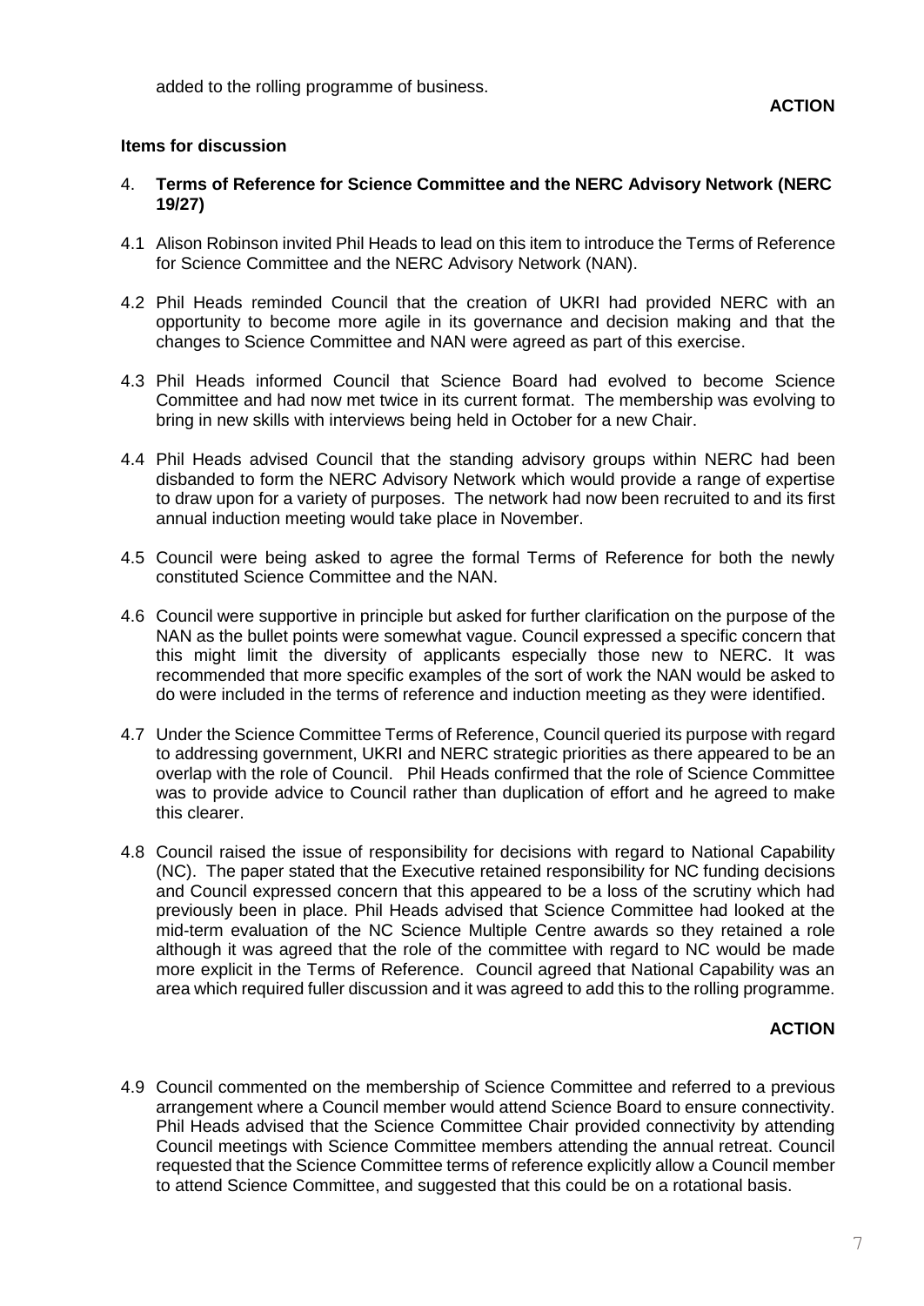added to the rolling programme of business.

**ACTION**

**Items for discussion**

4. **Terms of Reference for Science Committee and the NERC Advisory Network (NERC 19/27)**

4.1 Alison Robinson invited Phil Heads to lead on this item to introduce the Terms of Reference for Science Committee and the NERC Advisory Network (NAN).

4.2 Phil Heads reminded Council that the creation of UKRI had provided NERC with an opportunity to become more agile in its governance and decision making and that the changes to Science Committee and NAN were agreed as part of this exercise.

4.3 Phil Heads informed Council that Science Board had evolved to become Science Committee and had now met twice in its current format. The membership was evolving to bring in new skills with interviews being held in October for a new Chair.

4.4 Phil Heads advised Council that the standing advisory groups within NERC had been disbanded to form the NERC Advisory Network which would provide a range of expertise to draw upon for a variety of purposes. The network had now been recruited to and its first annual induction meeting would take place in November.

4.5 Council were being asked to agree the formal Terms of Reference for both the newly constituted Science Committee and the NAN.

4.6 Council were supportive in principle but asked for further clarification on the purpose of the NAN as the bullet points were somewhat vague. Council expressed a specific concern that this might limit the diversity of applicants especially those new to NERC. It was recommended that more specific examples of the sort of work the NAN would be asked to do were included in the terms of reference and induction meeting as they were identified.

4.7 Under the Science Committee Terms of Reference, Council queried its purpose with regard to addressing government, UKRI and NERC strategic priorities as there appeared to be an overlap with the role of Council. Phil Heads confirmed that the role of Science Committee was to provide advice to Council rather than duplication of effort and he agreed to make this clearer.

4.8 Council raised the issue of responsibility for decisions with regard to National Capability (NC). The paper stated that the Executive retained responsibility for NC funding decisions and Council expressed concern that this appeared to be a loss of the scrutiny which had previously been in place. Phil Heads advised that Science Committee had looked at the mid-term evaluation of the NC Science Multiple Centre awards so they retained a role although it was agreed that the role of the committee with regard to NC would be made more explicit in the Terms of Reference. Council agreed that National Capability was an area which required fuller discussion and it was agreed to add this to the rolling programme.

**ACTION**

4.9 Council commented on the membership of Science Committee and referred to a previous arrangement where a Council member would attend Science Board to ensure connectivity. Phil Heads advised that the Science Committee Chair provided connectivity by attending Council meetings with Science Committee members attending the annual retreat. Council requested that the Science Committee terms of reference explicitly allow a Council member to attend Science Committee, and suggested that this could be on a rotational basis.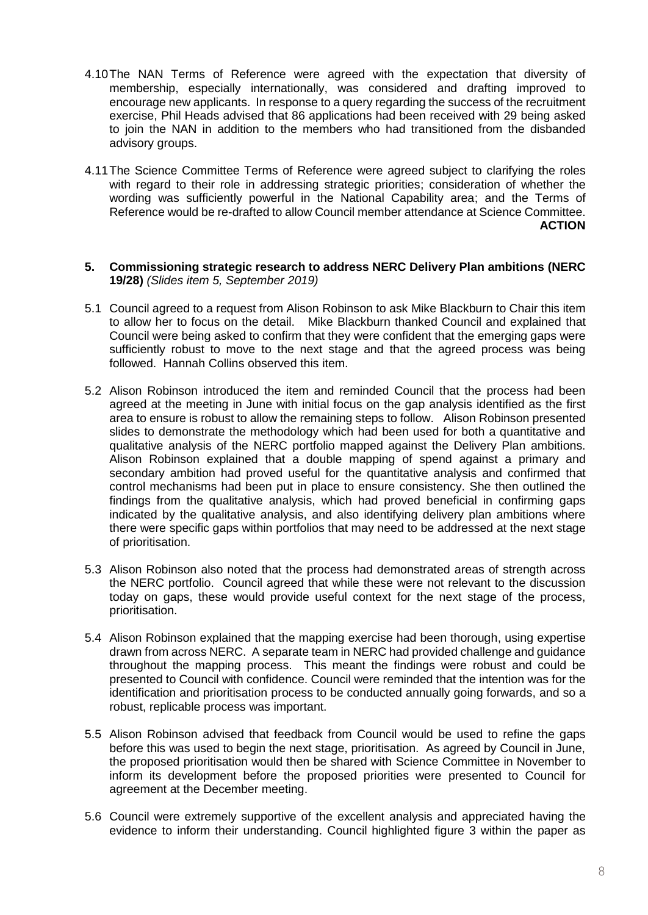4.10 The NAN Terms of Reference were agreed with the expectation that diversity of membership, especially internationally, was considered and drafting improved to encourage new applicants. In response to a query regarding the success of the recruitment exercise, Phil Heads advised that 86 applications had been received with 29 being asked to join the NAN in addition to the members who had transitioned from the disbanded advisory groups.

4.11 The Science Committee Terms of Reference were agreed subject to clarifying the roles with regard to their role in addressing strategic priorities; consideration of whether the wording was sufficiently powerful in the National Capability area; and the Terms of Reference would be re-drafted to allow Council member attendance at Science Committee. **ACTION**

## 5. Commissioning strategic research to address NERC Delivery Plan ambitions (NERC 19/28) *(Slides item 5, September 2019)*

5.1 Council agreed to a request from Alison Robinson to ask Mike Blackburn to Chair this item to allow her to focus on the detail. Mike Blackburn thanked Council and explained that Council were being asked to confirm that they were confident that the emerging gaps were sufficiently robust to move to the next stage and that the agreed process was being followed. Hannah Collins observed this item.

5.2 Alison Robinson introduced the item and reminded Council that the process had been agreed at the meeting in June with initial focus on the gap analysis identified as the first area to ensure is robust to allow the remaining steps to follow. Alison Robinson presented slides to demonstrate the methodology which had been used for both a quantitative and qualitative analysis of the NERC portfolio mapped against the Delivery Plan ambitions. Alison Robinson explained that a double mapping of spend against a primary and secondary ambition had proved useful for the quantitative analysis and confirmed that control mechanisms had been put in place to ensure consistency. She then outlined the findings from the qualitative analysis, which had proved beneficial in confirming gaps indicated by the qualitative analysis, and also identifying delivery plan ambitions where there were specific gaps within portfolios that may need to be addressed at the next stage of prioritisation.

5.3 Alison Robinson also noted that the process had demonstrated areas of strength across the NERC portfolio. Council agreed that while these were not relevant to the discussion today on gaps, these would provide useful context for the next stage of the process, prioritisation.

5.4 Alison Robinson explained that the mapping exercise had been thorough, using expertise drawn from across NERC. A separate team in NERC had provided challenge and guidance throughout the mapping process. This meant the findings were robust and could be presented to Council with confidence. Council were reminded that the intention was for the identification and prioritisation process to be conducted annually going forwards, and so a robust, replicable process was important.

5.5 Alison Robinson advised that feedback from Council would be used to refine the gaps before this was used to begin the next stage, prioritisation. As agreed by Council in June, the proposed prioritisation would then be shared with Science Committee in November to inform its development before the proposed priorities were presented to Council for agreement at the December meeting.

5.6 Council were extremely supportive of the excellent analysis and appreciated having the evidence to inform their understanding. Council highlighted figure 3 within the paper as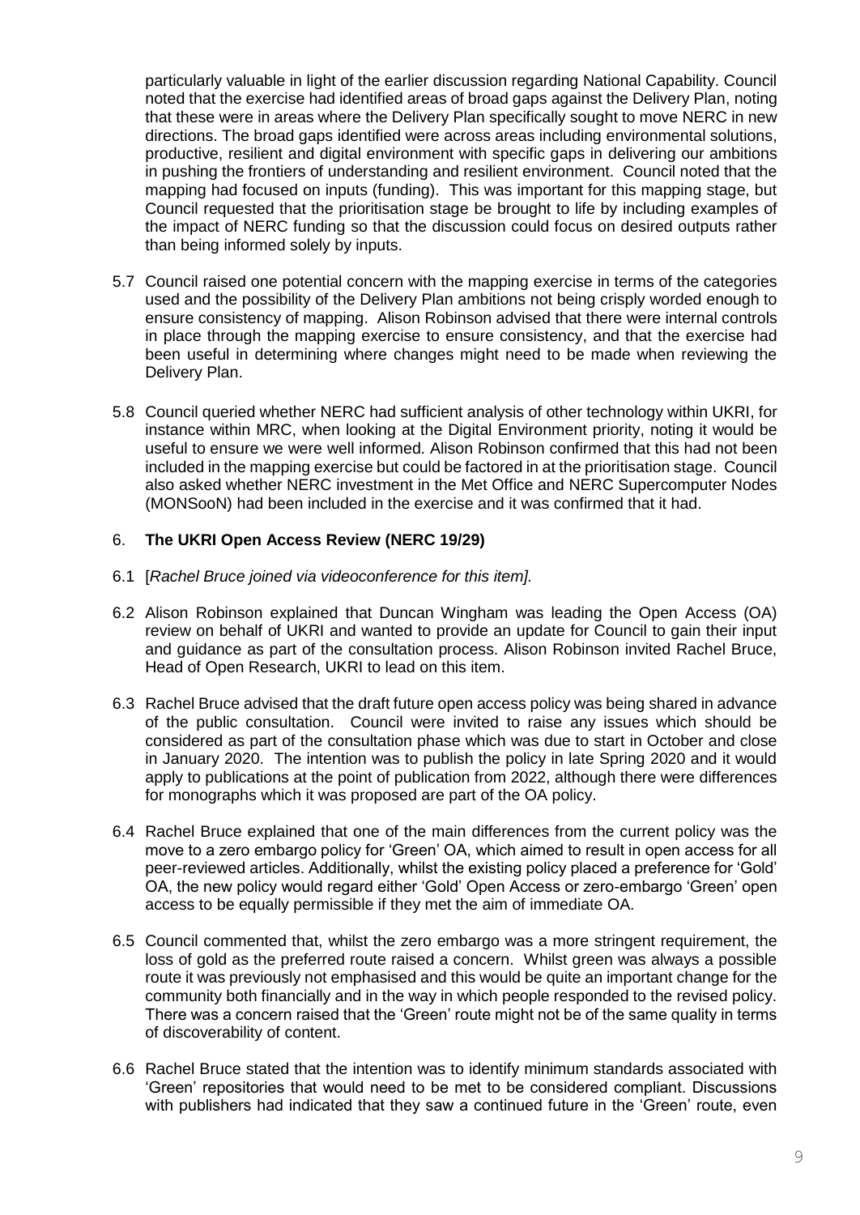particularly valuable in light of the earlier discussion regarding National Capability. Council noted that the exercise had identified areas of broad gaps against the Delivery Plan, noting that these were in areas where the Delivery Plan specifically sought to move NERC in new directions. The broad gaps identified were across areas including environmental solutions, productive, resilient and digital environment with specific gaps in delivering our ambitions in pushing the frontiers of understanding and resilient environment. Council noted that the mapping had focused on inputs (funding). This was important for this mapping stage, but Council requested that the prioritisation stage be brought to life by including examples of the impact of NERC funding so that the discussion could focus on desired outputs rather than being informed solely by inputs.

5.7 Council raised one potential concern with the mapping exercise in terms of the categories used and the possibility of the Delivery Plan ambitions not being crisply worded enough to ensure consistency of mapping. Alison Robinson advised that there were internal controls in place through the mapping exercise to ensure consistency, and that the exercise had been useful in determining where changes might need to be made when reviewing the Delivery Plan.

5.8 Council queried whether NERC had sufficient analysis of other technology within UKRI, for instance within MRC, when looking at the Digital Environment priority, noting it would be useful to ensure we were well informed. Alison Robinson confirmed that this had not been included in the mapping exercise but could be factored in at the prioritisation stage. Council also asked whether NERC investment in the Met Office and NERC Supercomputer Nodes (MONSooN) had been included in the exercise and it was confirmed that it had.

## 6. **The UKRI Open Access Review (NERC 19/29)**

6.1 [*Rachel Bruce joined via videoconference for this item].*

6.2 Alison Robinson explained that Duncan Wingham was leading the Open Access (OA) review on behalf of UKRI and wanted to provide an update for Council to gain their input and guidance as part of the consultation process. Alison Robinson invited Rachel Bruce, Head of Open Research, UKRI to lead on this item.

6.3 Rachel Bruce advised that the draft future open access policy was being shared in advance of the public consultation. Council were invited to raise any issues which should be considered as part of the consultation phase which was due to start in October and close in January 2020. The intention was to publish the policy in late Spring 2020 and it would apply to publications at the point of publication from 2022, although there were differences for monographs which it was proposed are part of the OA policy.

6.4 Rachel Bruce explained that one of the main differences from the current policy was the move to a zero embargo policy for 'Green' OA, which aimed to result in open access for all peer-reviewed articles. Additionally, whilst the existing policy placed a preference for 'Gold' OA, the new policy would regard either 'Gold' Open Access or zero-embargo 'Green' open access to be equally permissible if they met the aim of immediate OA.

6.5 Council commented that, whilst the zero embargo was a more stringent requirement, the loss of gold as the preferred route raised a concern. Whilst green was always a possible route it was previously not emphasised and this would be quite an important change for the community both financially and in the way in which people responded to the revised policy. There was a concern raised that the 'Green' route might not be of the same quality in terms of discoverability of content.

6.6 Rachel Bruce stated that the intention was to identify minimum standards associated with 'Green' repositories that would need to be met to be considered compliant. Discussions with publishers had indicated that they saw a continued future in the 'Green' route, even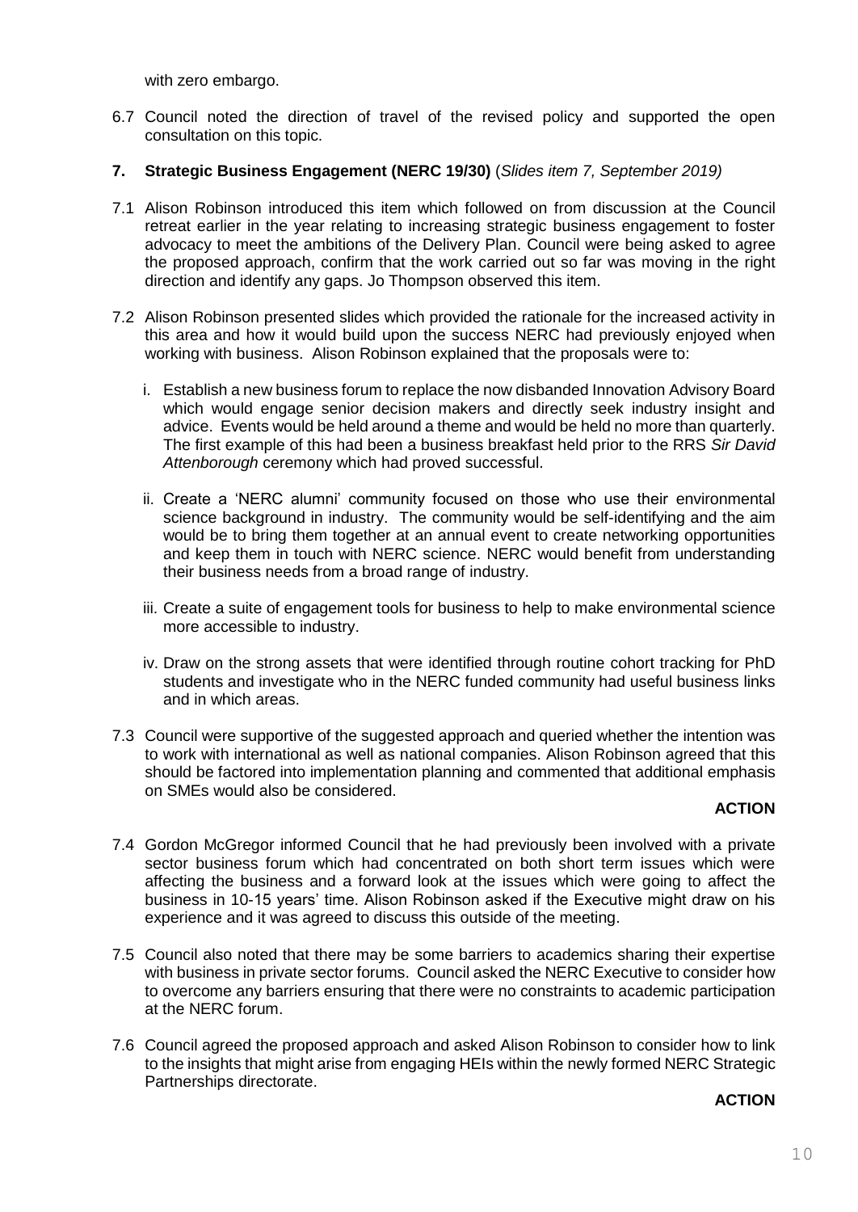with zero embargo.

6.7 Council noted the direction of travel of the revised policy and supported the open consultation on this topic.

## 7. Strategic Business Engagement (NERC 19/30) (*Slides item 7, September 2019)*

7.1 Alison Robinson introduced this item which followed on from discussion at the Council retreat earlier in the year relating to increasing strategic business engagement to foster advocacy to meet the ambitions of the Delivery Plan. Council were being asked to agree the proposed approach, confirm that the work carried out so far was moving in the right direction and identify any gaps. Jo Thompson observed this item.

7.2 Alison Robinson presented slides which provided the rationale for the increased activity in this area and how it would build upon the success NERC had previously enjoyed when working with business. Alison Robinson explained that the proposals were to:

   i. Establish a new business forum to replace the now disbanded Innovation Advisory Board which would engage senior decision makers and directly seek industry insight and advice. Events would be held around a theme and would be held no more than quarterly. The first example of this had been a business breakfast held prior to the RRS *Sir David Attenborough* ceremony which had proved successful.

   ii. Create a 'NERC alumni' community focused on those who use their environmental science background in industry. The community would be self-identifying and the aim would be to bring them together at an annual event to create networking opportunities and keep them in touch with NERC science. NERC would benefit from understanding their business needs from a broad range of industry.

   iii. Create a suite of engagement tools for business to help to make environmental science more accessible to industry.

   iv. Draw on the strong assets that were identified through routine cohort tracking for PhD students and investigate who in the NERC funded community had useful business links and in which areas.

7.3 Council were supportive of the suggested approach and queried whether the intention was to work with international as well as national companies. Alison Robinson agreed that this should be factored into implementation planning and commented that additional emphasis on SMEs would also be considered.

**ACTION**

7.4 Gordon McGregor informed Council that he had previously been involved with a private sector business forum which had concentrated on both short term issues which were affecting the business and a forward look at the issues which were going to affect the business in 10-15 years' time. Alison Robinson asked if the Executive might draw on his experience and it was agreed to discuss this outside of the meeting.

7.5 Council also noted that there may be some barriers to academics sharing their expertise with business in private sector forums. Council asked the NERC Executive to consider how to overcome any barriers ensuring that there were no constraints to academic participation at the NERC forum.

7.6 Council agreed the proposed approach and asked Alison Robinson to consider how to link to the insights that might arise from engaging HEIs within the newly formed NERC Strategic Partnerships directorate.

**ACTION**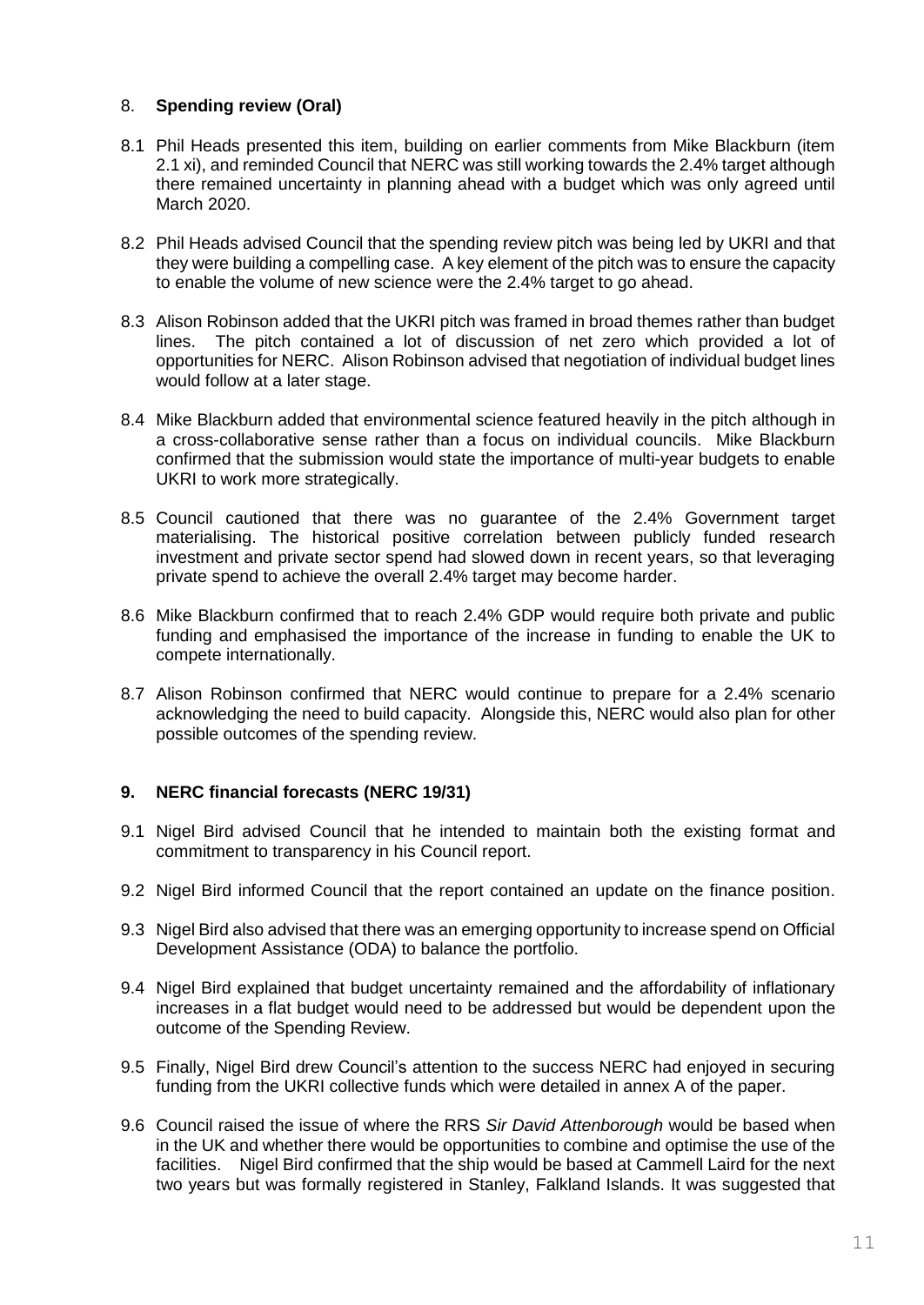## 8. **Spending review (Oral)**

8.1 Phil Heads presented this item, building on earlier comments from Mike Blackburn (item 2.1 xi), and reminded Council that NERC was still working towards the 2.4% target although there remained uncertainty in planning ahead with a budget which was only agreed until March 2020.

8.2 Phil Heads advised Council that the spending review pitch was being led by UKRI and that they were building a compelling case. A key element of the pitch was to ensure the capacity to enable the volume of new science were the 2.4% target to go ahead.

8.3 Alison Robinson added that the UKRI pitch was framed in broad themes rather than budget lines. The pitch contained a lot of discussion of net zero which provided a lot of opportunities for NERC. Alison Robinson advised that negotiation of individual budget lines would follow at a later stage.

8.4 Mike Blackburn added that environmental science featured heavily in the pitch although in a cross-collaborative sense rather than a focus on individual councils. Mike Blackburn confirmed that the submission would state the importance of multi-year budgets to enable UKRI to work more strategically.

8.5 Council cautioned that there was no guarantee of the 2.4% Government target materialising. The historical positive correlation between publicly funded research investment and private sector spend had slowed down in recent years, so that leveraging private spend to achieve the overall 2.4% target may become harder.

8.6 Mike Blackburn confirmed that to reach 2.4% GDP would require both private and public funding and emphasised the importance of the increase in funding to enable the UK to compete internationally.

8.7 Alison Robinson confirmed that NERC would continue to prepare for a 2.4% scenario acknowledging the need to build capacity. Alongside this, NERC would also plan for other possible outcomes of the spending review.

## 9. **NERC financial forecasts (NERC 19/31)**

9.1 Nigel Bird advised Council that he intended to maintain both the existing format and commitment to transparency in his Council report.

9.2 Nigel Bird informed Council that the report contained an update on the finance position.

9.3 Nigel Bird also advised that there was an emerging opportunity to increase spend on Official Development Assistance (ODA) to balance the portfolio.

9.4 Nigel Bird explained that budget uncertainty remained and the affordability of inflationary increases in a flat budget would need to be addressed but would be dependent upon the outcome of the Spending Review.

9.5 Finally, Nigel Bird drew Council's attention to the success NERC had enjoyed in securing funding from the UKRI collective funds which were detailed in annex A of the paper.

9.6 Council raised the issue of where the RRS *Sir David Attenborough* would be based when in the UK and whether there would be opportunities to combine and optimise the use of the facilities. Nigel Bird confirmed that the ship would be based at Cammell Laird for the next two years but was formally registered in Stanley, Falkland Islands. It was suggested that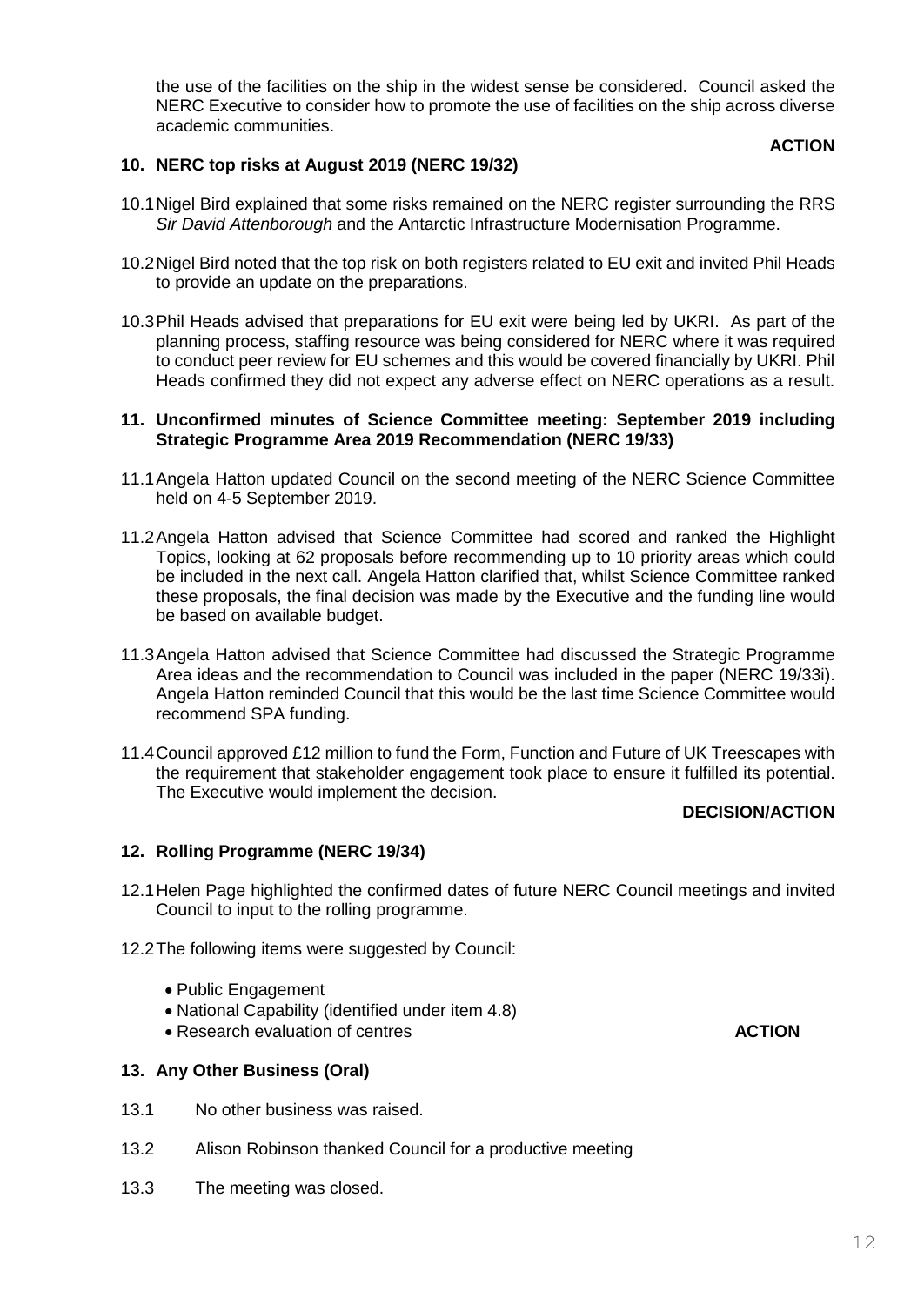the use of the facilities on the ship in the widest sense be considered. Council asked the NERC Executive to consider how to promote the use of facilities on the ship across diverse academic communities.

**ACTION**

## 10. NERC top risks at August 2019 (NERC 19/32)

10.1 Nigel Bird explained that some risks remained on the NERC register surrounding the RRS *Sir David Attenborough* and the Antarctic Infrastructure Modernisation Programme.

10.2 Nigel Bird noted that the top risk on both registers related to EU exit and invited Phil Heads to provide an update on the preparations.

10.3 Phil Heads advised that preparations for EU exit were being led by UKRI. As part of the planning process, staffing resource was being considered for NERC where it was required to conduct peer review for EU schemes and this would be covered financially by UKRI. Phil Heads confirmed they did not expect any adverse effect on NERC operations as a result.

## 11. Unconfirmed minutes of Science Committee meeting: September 2019 including Strategic Programme Area 2019 Recommendation (NERC 19/33)

11.1 Angela Hatton updated Council on the second meeting of the NERC Science Committee held on 4-5 September 2019.

11.2 Angela Hatton advised that Science Committee had scored and ranked the Highlight Topics, looking at 62 proposals before recommending up to 10 priority areas which could be included in the next call. Angela Hatton clarified that, whilst Science Committee ranked these proposals, the final decision was made by the Executive and the funding line would be based on available budget.

11.3 Angela Hatton advised that Science Committee had discussed the Strategic Programme Area ideas and the recommendation to Council was included in the paper (NERC 19/33i). Angela Hatton reminded Council that this would be the last time Science Committee would recommend SPA funding.

11.4 Council approved £12 million to fund the Form, Function and Future of UK Treescapes with the requirement that stakeholder engagement took place to ensure it fulfilled its potential. The Executive would implement the decision.

**DECISION/ACTION**

## 12. Rolling Programme (NERC 19/34)

12.1 Helen Page highlighted the confirmed dates of future NERC Council meetings and invited Council to input to the rolling programme.

12.2 The following items were suggested by Council:

- Public Engagement
- National Capability (identified under item 4.8)
- Research evaluation of centres **ACTION**

## 13. Any Other Business (Oral)

13.1 No other business was raised.

13.2 Alison Robinson thanked Council for a productive meeting

13.3 The meeting was closed.